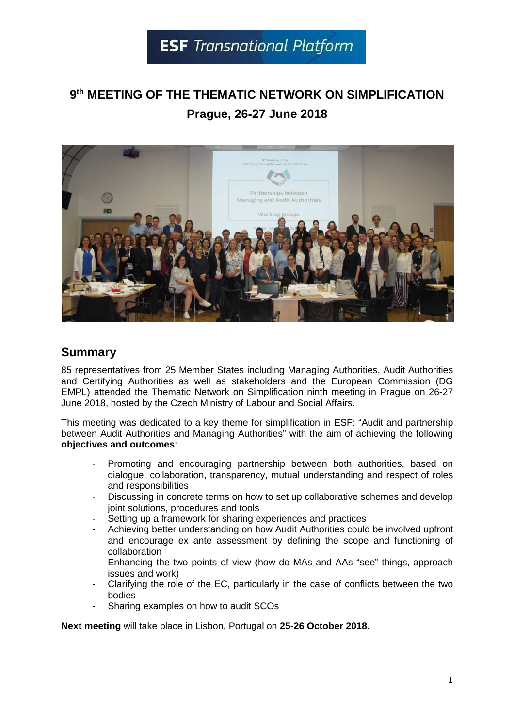**ESF** *Transnational Platform*

# 9th MEETING OF THE THEMATIC NETWORK ON SIMPLIFICATION

## Prague, 26-27 June 2018

## Summary

85 representatives from 25 Member States including Managing Authorities, Audit Authorities and Certifying Authorities as well as stakeholders and the European Commission (DG EMPL) attended the Thematic Network on Simplification ninth meeting in Prague on 26-27 June 2018, hosted by the Czech Ministry of Labour and Social Affairs.

This meeting was dedicated to a key theme for simplification in ESF: "Audit and partnership between Audit Authorities and Managing Authorities" with the aim of achieving the following **objectives and outcomes**:

- Promoting and encouraging partnership between both authorities, based on dialogue, collaboration, transparency, mutual understanding and respect of roles and responsibilities
- Discussing in concrete terms on how to set up collaborative schemes and develop joint solutions, procedures and tools
- Setting up a framework for sharing experiences and practices
- Achieving better understanding on how Audit Authorities could be involved upfront and encourage ex ante assessment by defining the scope and functioning of collaboration
- Enhancing the two points of view (how do MAs and AAs "see" things, approach issues and work)
- Clarifying the role of the EC, particularly in the case of conflicts between the two bodies
- Sharing examples on how to audit SCOs

**Next meeting** will take place in Lisbon, Portugal on **25-26 October 2018**.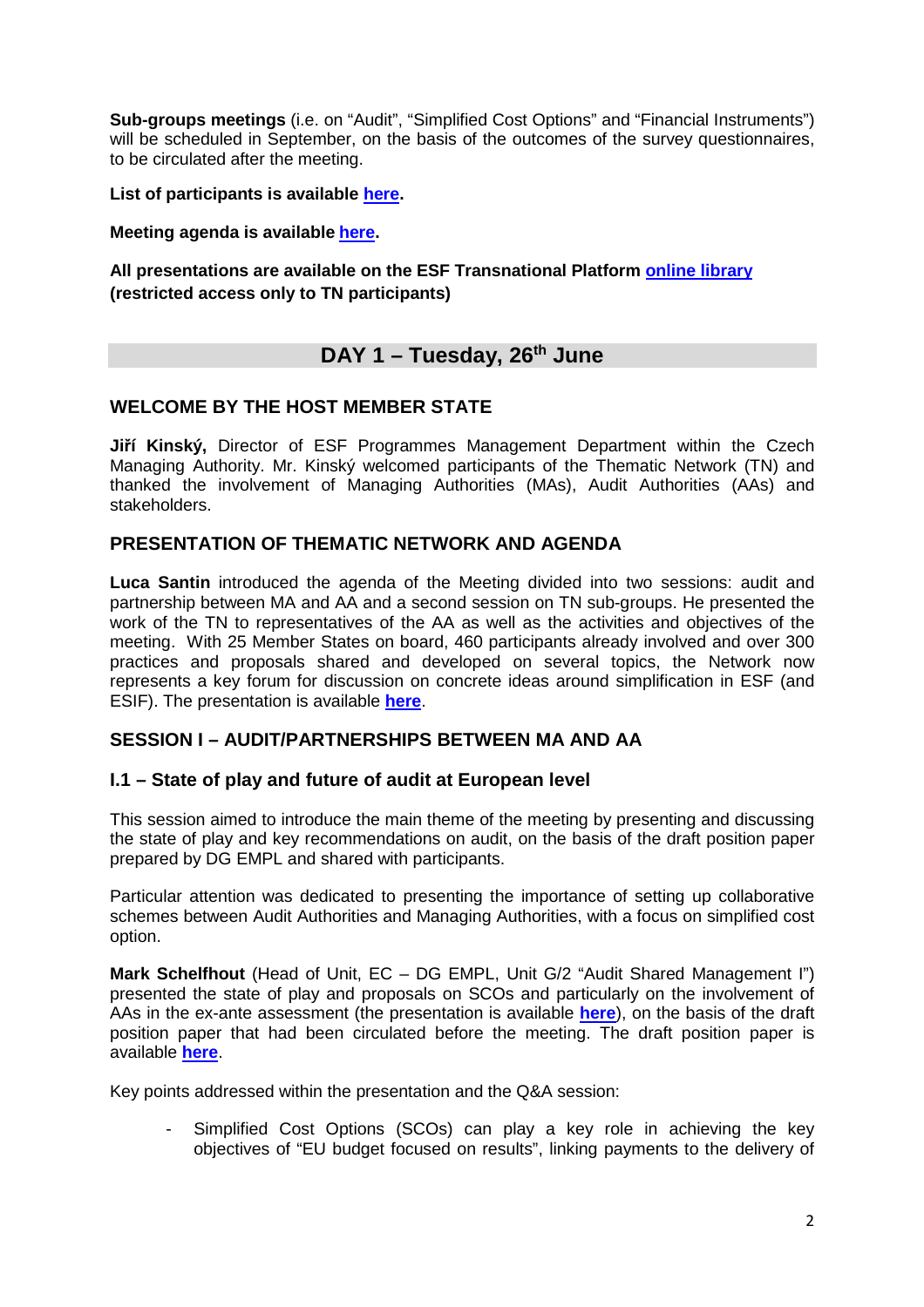**Sub-groups meetings** (i.e. on "Audit", "Simplified Cost Options" and "Financial Instruments") will be scheduled in September, on the basis of the outcomes of the survey questionnaires, to be circulated after the meeting.

**List of participants is available here.**

**Meeting agenda is available here.**

**All presentations are available on the ESF Transnational Platform online library (restricted access only to TN participants)**

## DAY 1 – Tuesday, 26th June

### WELCOME BY THE HOST MEMBER STATE

**Jiří Kinský,** Director of ESF Programmes Management Department within the Czech Managing Authority. Mr. Kinský welcomed participants of the Thematic Network (TN) and thanked the involvement of Managing Authorities (MAs), Audit Authorities (AAs) and stakeholders.

### PRESENTATION OF THEMATIC NETWORK AND AGENDA

**Luca Santin** introduced the agenda of the Meeting divided into two sessions: audit and partnership between MA and AA and a second session on TN sub-groups. He presented the work of the TN to representatives of the AA as well as the activities and objectives of the meeting. With 25 Member States on board, 460 participants already involved and over 300 practices and proposals shared and developed on several topics, the Network now represents a key forum for discussion on concrete ideas around simplification in ESF (and ESIF). The presentation is available **here**.

### SESSION I – AUDIT/PARTNERSHIPS BETWEEN MA AND AA

#### I.1 – State of play and future of audit at European level

This session aimed to introduce the main theme of the meeting by presenting and discussing the state of play and key recommendations on audit, on the basis of the draft position paper prepared by DG EMPL and shared with participants.

Particular attention was dedicated to presenting the importance of setting up collaborative schemes between Audit Authorities and Managing Authorities, with a focus on simplified cost option.

**Mark Schelfhout** (Head of Unit, EC – DG EMPL, Unit G/2 "Audit Shared Management I") presented the state of play and proposals on SCOs and particularly on the involvement of AAs in the ex-ante assessment (the presentation is available **here**), on the basis of the draft position paper that had been circulated before the meeting. The draft position paper is available **here**.

Key points addressed within the presentation and the Q&A session:

- Simplified Cost Options (SCOs) can play a key role in achieving the key objectives of "EU budget focused on results", linking payments to the delivery of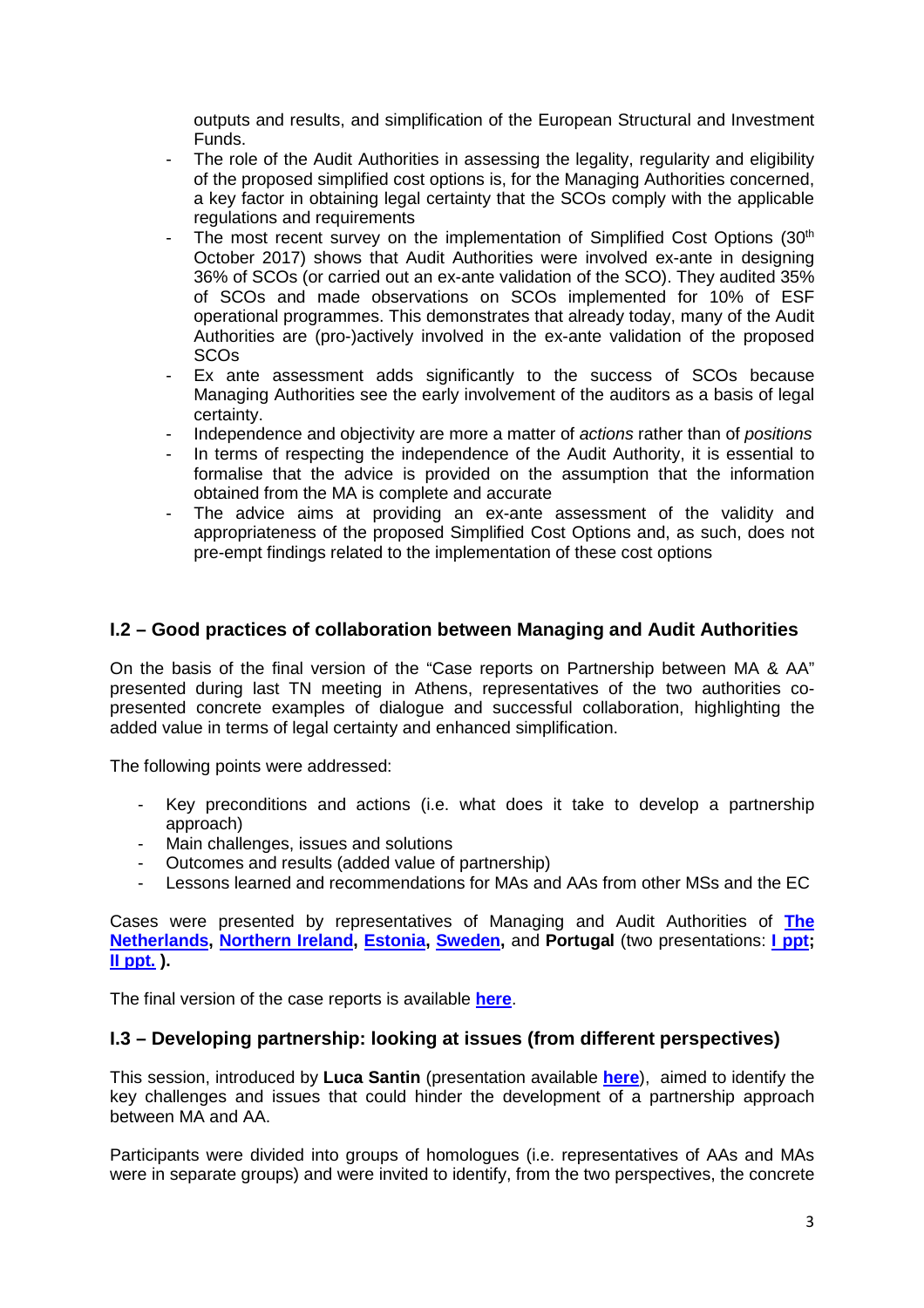outputs and results, and simplification of the European Structural and Investment Funds.

- The role of the Audit Authorities in assessing the legality, regularity and eligibility of the proposed simplified cost options is, for the Managing Authorities concerned, a key factor in obtaining legal certainty that the SCOs comply with the applicable regulations and requirements
- The most recent survey on the implementation of Simplified Cost Options (30th October 2017) shows that Audit Authorities were involved ex-ante in designing 36% of SCOs (or carried out an ex-ante validation of the SCO). They audited 35% of SCOs and made observations on SCOs implemented for 10% of ESF operational programmes. This demonstrates that already today, many of the Audit Authorities are (pro-)actively involved in the ex-ante validation of the proposed SCOs
- Ex ante assessment adds significantly to the success of SCOs because Managing Authorities see the early involvement of the auditors as a basis of legal certainty.
- Independence and objectivity are more a matter of *actions* rather than of *positions*
- In terms of respecting the independence of the Audit Authority, it is essential to formalise that the advice is provided on the assumption that the information obtained from the MA is complete and accurate
- The advice aims at providing an ex-ante assessment of the validity and appropriateness of the proposed Simplified Cost Options and, as such, does not pre-empt findings related to the implementation of these cost options

## I.2 – Good practices of collaboration between Managing and Audit Authorities

On the basis of the final version of the "Case reports on Partnership between MA & AA" presented during last TN meeting in Athens, representatives of the two authorities co-presented concrete examples of dialogue and successful collaboration, highlighting the added value in terms of legal certainty and enhanced simplification.

The following points were addressed:

- Key preconditions and actions (i.e. what does it take to develop a partnership approach)
- Main challenges, issues and solutions
- Outcomes and results (added value of partnership)
- Lessons learned and recommendations for MAs and AAs from other MSs and the EC

Cases were presented by representatives of Managing and Audit Authorities of **The Netherlands, Northern Ireland, Estonia, Sweden,** and **Portugal** (two presentations: **I ppt; II ppt.** **).**

The final version of the case reports is available **here**.

## I.3 – Developing partnership: looking at issues (from different perspectives)

This session, introduced by **Luca Santin** (presentation available **here**), aimed to identify the key challenges and issues that could hinder the development of a partnership approach between MA and AA.

Participants were divided into groups of homologues (i.e. representatives of AAs and MAs were in separate groups) and were invited to identify, from the two perspectives, the concrete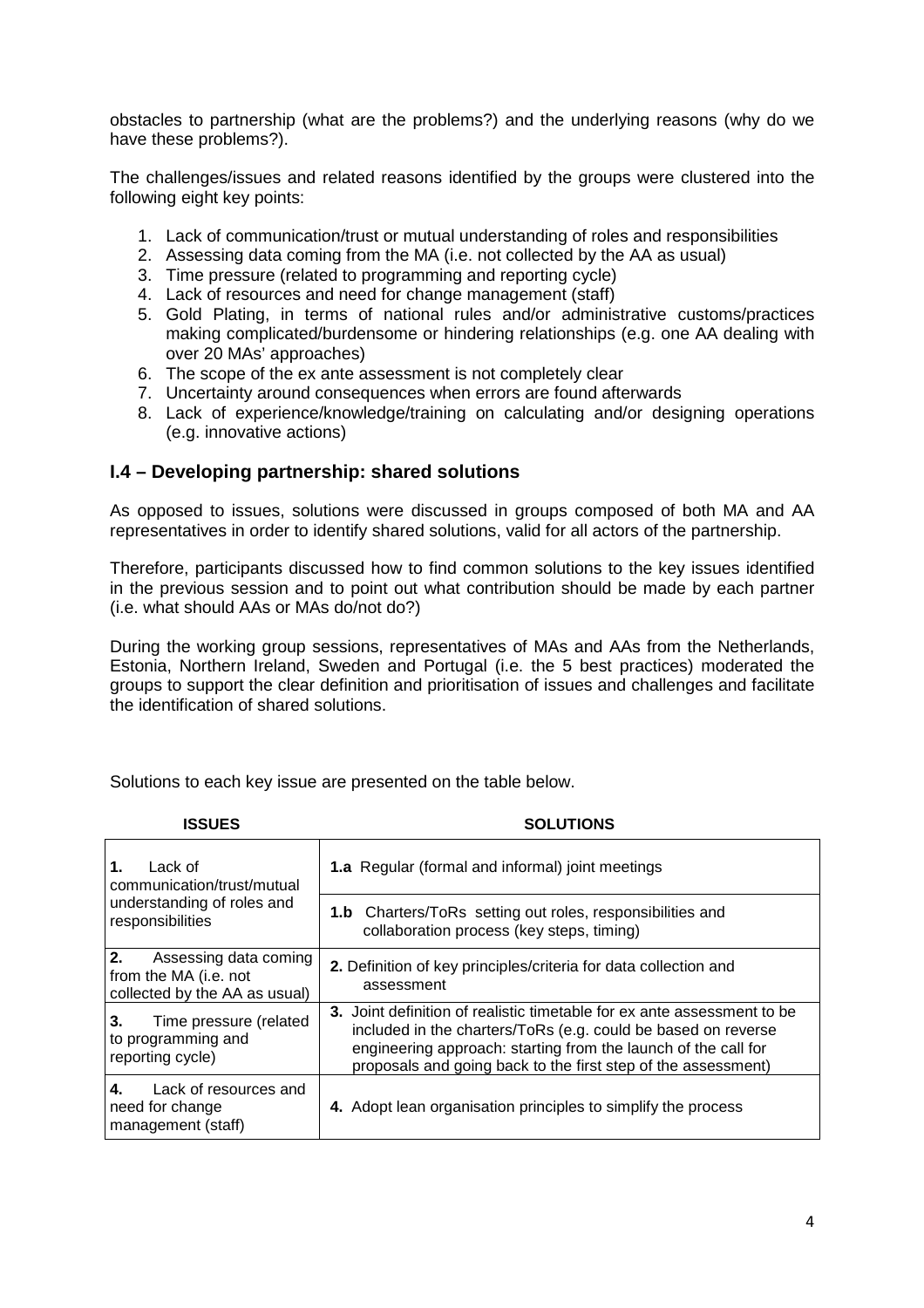obstacles to partnership (what are the problems?) and the underlying reasons (why do we have these problems?).

The challenges/issues and related reasons identified by the groups were clustered into the following eight key points:

1. Lack of communication/trust or mutual understanding of roles and responsibilities
2. Assessing data coming from the MA (i.e. not collected by the AA as usual)
3. Time pressure (related to programming and reporting cycle)
4. Lack of resources and need for change management (staff)
5. Gold Plating, in terms of national rules and/or administrative customs/practices making complicated/burdensome or hindering relationships (e.g. one AA dealing with over 20 MAs' approaches)
6. The scope of the ex ante assessment is not completely clear
7. Uncertainty around consequences when errors are found afterwards
8. Lack of experience/knowledge/training on calculating and/or designing operations (e.g. innovative actions)

### I.4 – Developing partnership: shared solutions

As opposed to issues, solutions were discussed in groups composed of both MA and AA representatives in order to identify shared solutions, valid for all actors of the partnership.

Therefore, participants discussed how to find common solutions to the key issues identified in the previous session and to point out what contribution should be made by each partner (i.e. what should AAs or MAs do/not do?)

During the working group sessions, representatives of MAs and AAs from the Netherlands, Estonia, Northern Ireland, Sweden and Portugal (i.e. the 5 best practices) moderated the groups to support the clear definition and prioritisation of issues and challenges and facilitate the identification of shared solutions.

Solutions to each key issue are presented on the table below.

| ISSUES | SOLUTIONS |
|---|---|
| **1.** Lack of communication/trust/mutual understanding of roles and responsibilities | **1.a** Regular (formal and informal) joint meetings |
| | **1.b** Charters/ToRs setting out roles, responsibilities and collaboration process (key steps, timing) |
| **2.** Assessing data coming from the MA (i.e. not collected by the AA as usual) | **2.** Definition of key principles/criteria for data collection and assessment |
| **3.** Time pressure (related to programming and reporting cycle) | **3.** Joint definition of realistic timetable for ex ante assessment to be included in the charters/ToRs (e.g. could be based on reverse engineering approach: starting from the launch of the call for proposals and going back to the first step of the assessment) |
| **4.** Lack of resources and need for change management (staff) | **4.** Adopt lean organisation principles to simplify the process |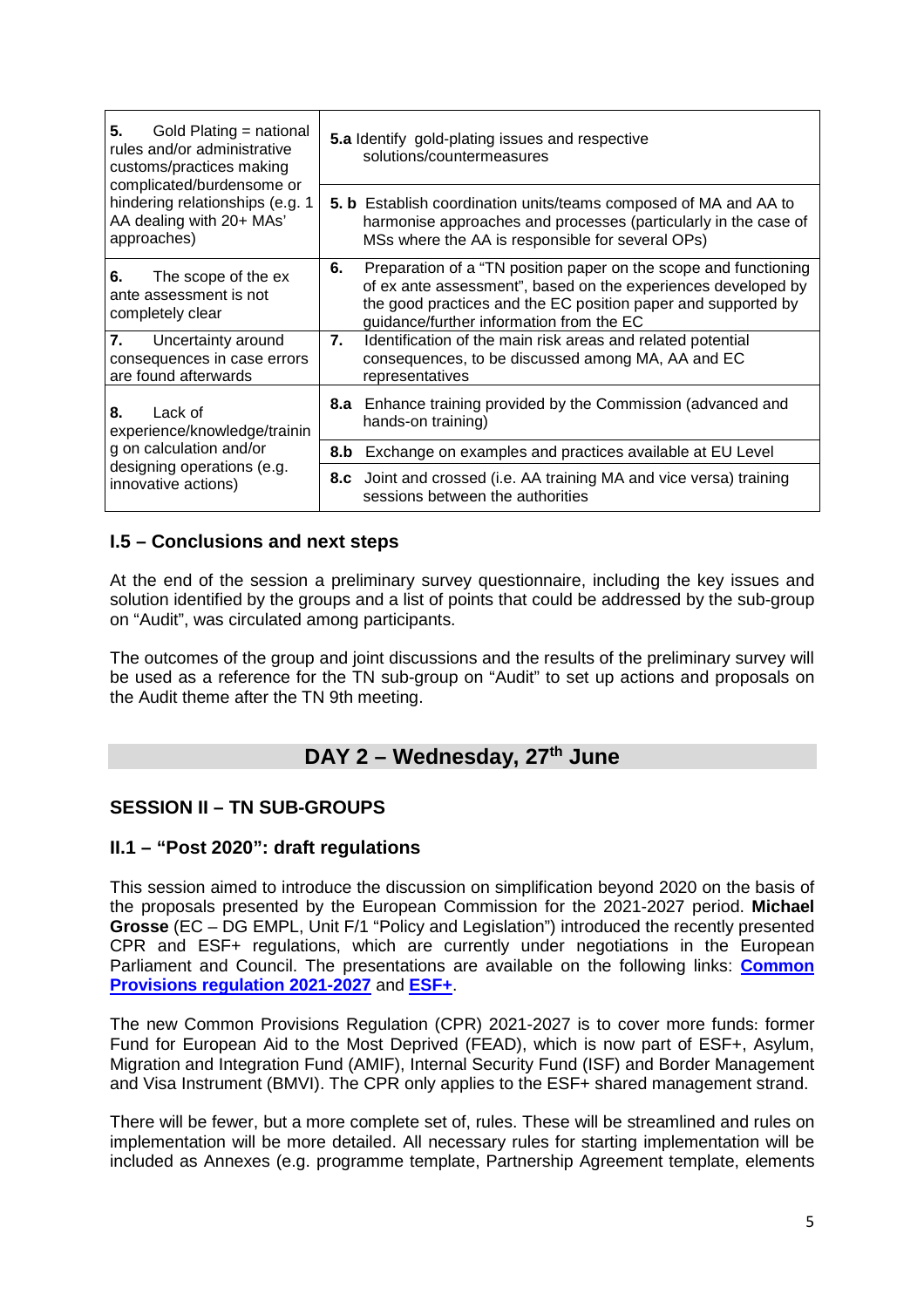| | |
|---|---|
| **5.** Gold Plating = national rules and/or administrative customs/practices making complicated/burdensome or hindering relationships (e.g. 1 AA dealing with 20+ MAs' approaches) | **5.a** Identify gold-plating issues and respective solutions/countermeasures |
| | **5. b** Establish coordination units/teams composed of MA and AA to harmonise approaches and processes (particularly in the case of MSs where the AA is responsible for several OPs) |
| **6.** The scope of the ex ante assessment is not completely clear | **6.** Preparation of a "TN position paper on the scope and functioning of ex ante assessment", based on the experiences developed by the good practices and the EC position paper and supported by guidance/further information from the EC |
| **7.** Uncertainty around consequences in case errors are found afterwards | **7.** Identification of the main risk areas and related potential consequences, to be discussed among MA, AA and EC representatives |
| **8.** Lack of experience/knowledge/training on calculation and/or designing operations (e.g. innovative actions) | **8.a** Enhance training provided by the Commission (advanced and hands-on training) |
| | **8.b** Exchange on examples and practices available at EU Level |
| | **8.c** Joint and crossed (i.e. AA training MA and vice versa) training sessions between the authorities |

### I.5 – Conclusions and next steps

At the end of the session a preliminary survey questionnaire, including the key issues and solution identified by the groups and a list of points that could be addressed by the sub-group on "Audit", was circulated among participants.

The outcomes of the group and joint discussions and the results of the preliminary survey will be used as a reference for the TN sub-group on "Audit" to set up actions and proposals on the Audit theme after the TN 9th meeting.

## DAY 2 – Wednesday, 27th June

### SESSION II – TN SUB-GROUPS

### II.1 – "Post 2020": draft regulations

This session aimed to introduce the discussion on simplification beyond 2020 on the basis of the proposals presented by the European Commission for the 2021-2027 period. **Michael Grosse** (EC – DG EMPL, Unit F/1 "Policy and Legislation") introduced the recently presented CPR and ESF+ regulations, which are currently under negotiations in the European Parliament and Council. The presentations are available on the following links: **Common Provisions regulation 2021-2027** and **ESF+**.

The new Common Provisions Regulation (CPR) 2021-2027 is to cover more funds: former Fund for European Aid to the Most Deprived (FEAD), which is now part of ESF+, Asylum, Migration and Integration Fund (AMIF), Internal Security Fund (ISF) and Border Management and Visa Instrument (BMVI). The CPR only applies to the ESF+ shared management strand.

There will be fewer, but a more complete set of, rules. These will be streamlined and rules on implementation will be more detailed. All necessary rules for starting implementation will be included as Annexes (e.g. programme template, Partnership Agreement template, elements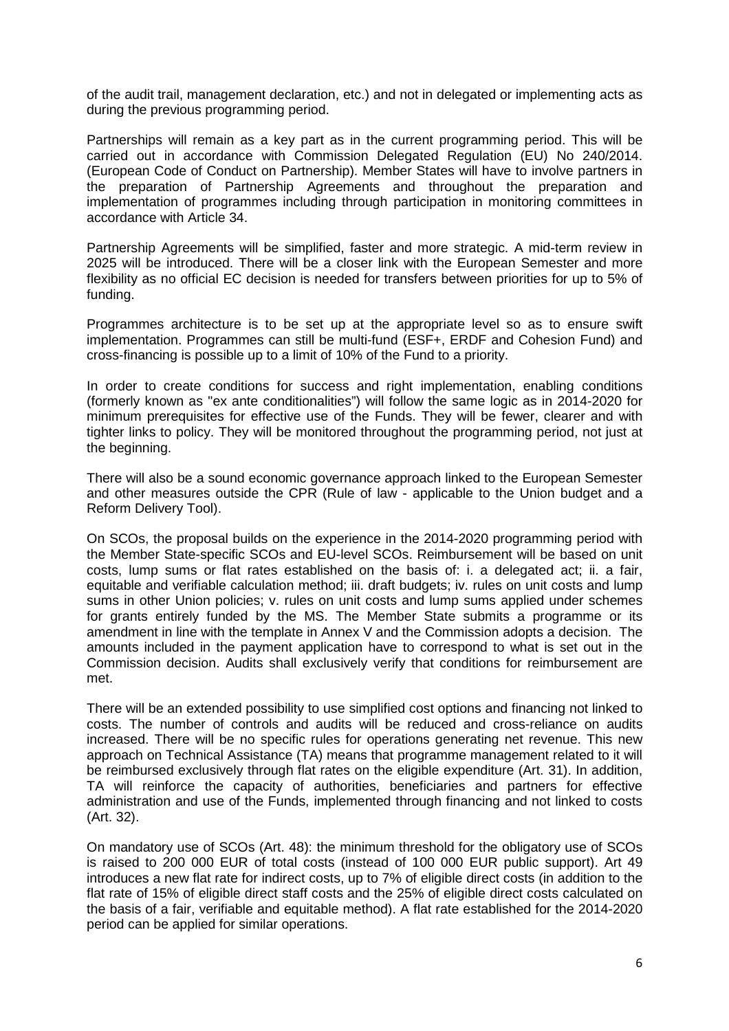of the audit trail, management declaration, etc.) and not in delegated or implementing acts as during the previous programming period.

Partnerships will remain as a key part as in the current programming period. This will be carried out in accordance with Commission Delegated Regulation (EU) No 240/2014. (European Code of Conduct on Partnership). Member States will have to involve partners in the preparation of Partnership Agreements and throughout the preparation and implementation of programmes including through participation in monitoring committees in accordance with Article 34.

Partnership Agreements will be simplified, faster and more strategic. A mid-term review in 2025 will be introduced. There will be a closer link with the European Semester and more flexibility as no official EC decision is needed for transfers between priorities for up to 5% of funding.

Programmes architecture is to be set up at the appropriate level so as to ensure swift implementation. Programmes can still be multi-fund (ESF+, ERDF and Cohesion Fund) and cross-financing is possible up to a limit of 10% of the Fund to a priority.

In order to create conditions for success and right implementation, enabling conditions (formerly known as "ex ante conditionalities") will follow the same logic as in 2014-2020 for minimum prerequisites for effective use of the Funds. They will be fewer, clearer and with tighter links to policy. They will be monitored throughout the programming period, not just at the beginning.

There will also be a sound economic governance approach linked to the European Semester and other measures outside the CPR (Rule of law - applicable to the Union budget and a Reform Delivery Tool).

On SCOs, the proposal builds on the experience in the 2014-2020 programming period with the Member State-specific SCOs and EU-level SCOs. Reimbursement will be based on unit costs, lump sums or flat rates established on the basis of: i. a delegated act; ii. a fair, equitable and verifiable calculation method; iii. draft budgets; iv. rules on unit costs and lump sums in other Union policies; v. rules on unit costs and lump sums applied under schemes for grants entirely funded by the MS. The Member State submits a programme or its amendment in line with the template in Annex V and the Commission adopts a decision. The amounts included in the payment application have to correspond to what is set out in the Commission decision. Audits shall exclusively verify that conditions for reimbursement are met.

There will be an extended possibility to use simplified cost options and financing not linked to costs. The number of controls and audits will be reduced and cross-reliance on audits increased. There will be no specific rules for operations generating net revenue. This new approach on Technical Assistance (TA) means that programme management related to it will be reimbursed exclusively through flat rates on the eligible expenditure (Art. 31). In addition, TA will reinforce the capacity of authorities, beneficiaries and partners for effective administration and use of the Funds, implemented through financing and not linked to costs (Art. 32).

On mandatory use of SCOs (Art. 48): the minimum threshold for the obligatory use of SCOs is raised to 200 000 EUR of total costs (instead of 100 000 EUR public support). Art 49 introduces a new flat rate for indirect costs, up to 7% of eligible direct costs (in addition to the flat rate of 15% of eligible direct staff costs and the 25% of eligible direct costs calculated on the basis of a fair, verifiable and equitable method). A flat rate established for the 2014-2020 period can be applied for similar operations.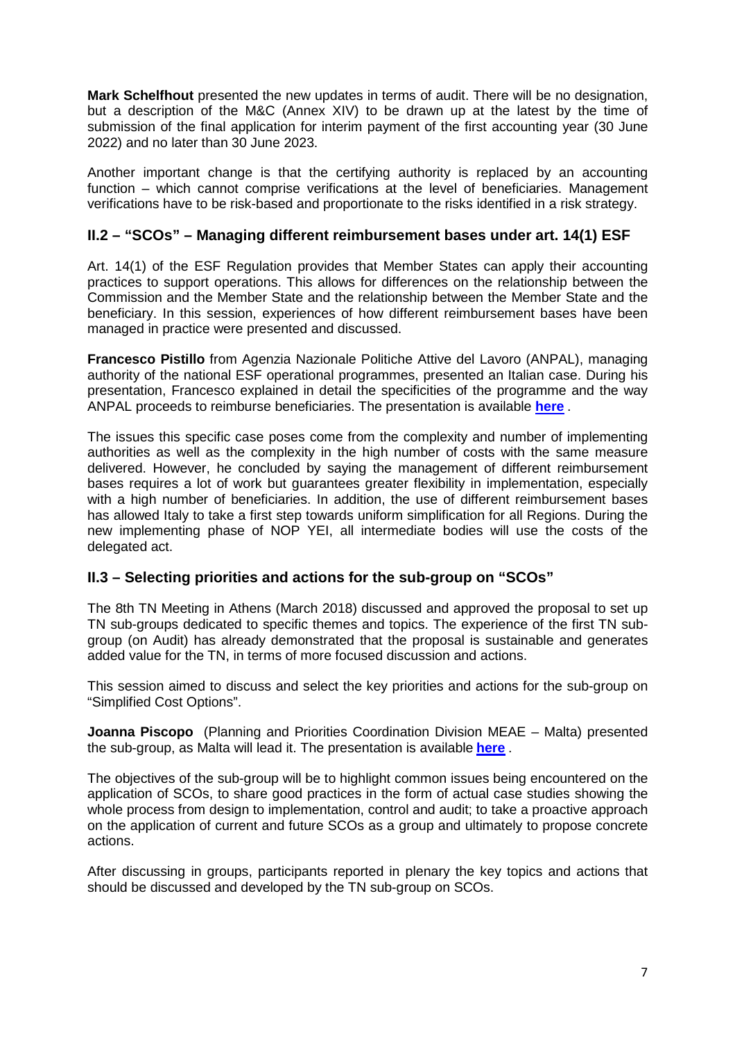**Mark Schelfhout** presented the new updates in terms of audit. There will be no designation, but a description of the M&C (Annex XIV) to be drawn up at the latest by the time of submission of the final application for interim payment of the first accounting year (30 June 2022) and no later than 30 June 2023.

Another important change is that the certifying authority is replaced by an accounting function – which cannot comprise verifications at the level of beneficiaries. Management verifications have to be risk-based and proportionate to the risks identified in a risk strategy.

## II.2 – "SCOs" – Managing different reimbursement bases under art. 14(1) ESF

Art. 14(1) of the ESF Regulation provides that Member States can apply their accounting practices to support operations. This allows for differences on the relationship between the Commission and the Member State and the relationship between the Member State and the beneficiary. In this session, experiences of how different reimbursement bases have been managed in practice were presented and discussed.

**Francesco Pistillo** from Agenzia Nazionale Politiche Attive del Lavoro (ANPAL), managing authority of the national ESF operational programmes, presented an Italian case. During his presentation, Francesco explained in detail the specificities of the programme and the way ANPAL proceeds to reimburse beneficiaries. The presentation is available **here** .

The issues this specific case poses come from the complexity and number of implementing authorities as well as the complexity in the high number of costs with the same measure delivered. However, he concluded by saying the management of different reimbursement bases requires a lot of work but guarantees greater flexibility in implementation, especially with a high number of beneficiaries. In addition, the use of different reimbursement bases has allowed Italy to take a first step towards uniform simplification for all Regions. During the new implementing phase of NOP YEI, all intermediate bodies will use the costs of the delegated act.

## II.3 – Selecting priorities and actions for the sub-group on "SCOs"

The 8th TN Meeting in Athens (March 2018) discussed and approved the proposal to set up TN sub-groups dedicated to specific themes and topics. The experience of the first TN sub-group (on Audit) has already demonstrated that the proposal is sustainable and generates added value for the TN, in terms of more focused discussion and actions.

This session aimed to discuss and select the key priorities and actions for the sub-group on "Simplified Cost Options".

**Joanna Piscopo** (Planning and Priorities Coordination Division MEAE – Malta) presented the sub-group, as Malta will lead it. The presentation is available **here** .

The objectives of the sub-group will be to highlight common issues being encountered on the application of SCOs, to share good practices in the form of actual case studies showing the whole process from design to implementation, control and audit; to take a proactive approach on the application of current and future SCOs as a group and ultimately to propose concrete actions.

After discussing in groups, participants reported in plenary the key topics and actions that should be discussed and developed by the TN sub-group on SCOs.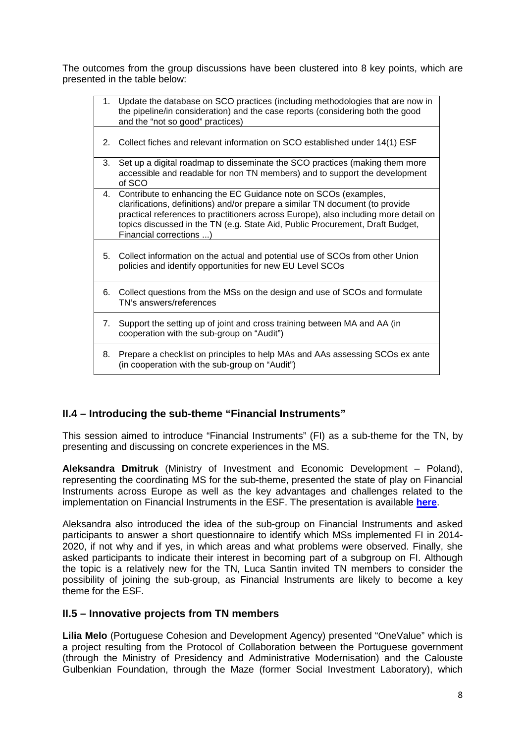The outcomes from the group discussions have been clustered into 8 key points, which are presented in the table below:

| |
|---|
| 1. Update the database on SCO practices (including methodologies that are now in the pipeline/in consideration) and the case reports (considering both the good and the "not so good" practices) |
| 2. Collect fiches and relevant information on SCO established under 14(1) ESF |
| 3. Set up a digital roadmap to disseminate the SCO practices (making them more accessible and readable for non TN members) and to support the development of SCO |
| 4. Contribute to enhancing the EC Guidance note on SCOs (examples, clarifications, definitions) and/or prepare a similar TN document (to provide practical references to practitioners across Europe), also including more detail on topics discussed in the TN (e.g. State Aid, Public Procurement, Draft Budget, Financial corrections ...) |
| 5. Collect information on the actual and potential use of SCOs from other Union policies and identify opportunities for new EU Level SCOs |
| 6. Collect questions from the MSs on the design and use of SCOs and formulate TN's answers/references |
| 7. Support the setting up of joint and cross training between MA and AA (in cooperation with the sub-group on "Audit") |
| 8. Prepare a checklist on principles to help MAs and AAs assessing SCOs ex ante (in cooperation with the sub-group on "Audit") |

## II.4 – Introducing the sub-theme "Financial Instruments"

This session aimed to introduce "Financial Instruments" (FI) as a sub-theme for the TN, by presenting and discussing on concrete experiences in the MS.

**Aleksandra Dmitruk** (Ministry of Investment and Economic Development – Poland), representing the coordinating MS for the sub-theme, presented the state of play on Financial Instruments across Europe as well as the key advantages and challenges related to the implementation on Financial Instruments in the ESF. The presentation is available **here**.

Aleksandra also introduced the idea of the sub-group on Financial Instruments and asked participants to answer a short questionnaire to identify which MSs implemented FI in 2014-2020, if not why and if yes, in which areas and what problems were observed. Finally, she asked participants to indicate their interest in becoming part of a subgroup on FI. Although the topic is a relatively new for the TN, Luca Santin invited TN members to consider the possibility of joining the sub-group, as Financial Instruments are likely to become a key theme for the ESF.

## II.5 – Innovative projects from TN members

**Lilia Melo** (Portuguese Cohesion and Development Agency) presented "OneValue" which is a project resulting from the Protocol of Collaboration between the Portuguese government (through the Ministry of Presidency and Administrative Modernisation) and the Calouste Gulbenkian Foundation, through the Maze (former Social Investment Laboratory), which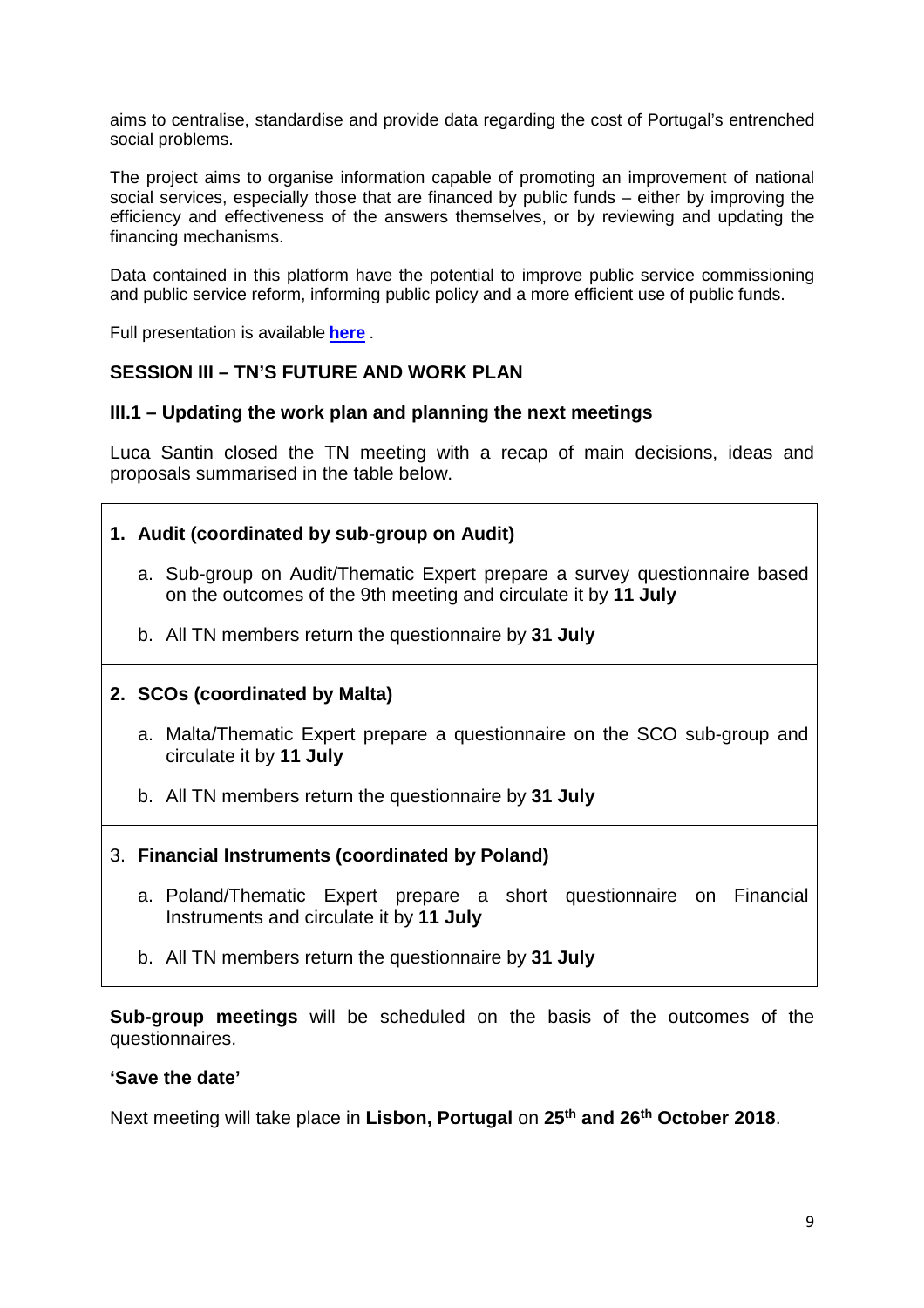aims to centralise, standardise and provide data regarding the cost of Portugal's entrenched social problems.

The project aims to organise information capable of promoting an improvement of national social services, especially those that are financed by public funds – either by improving the efficiency and effectiveness of the answers themselves, or by reviewing and updating the financing mechanisms.

Data contained in this platform have the potential to improve public service commissioning and public service reform, informing public policy and a more efficient use of public funds.

Full presentation is available **here** .

## SESSION III – TN'S FUTURE AND WORK PLAN

### III.1 – Updating the work plan and planning the next meetings

Luca Santin closed the TN meeting with a recap of main decisions, ideas and proposals summarised in the table below.

1. **Audit (coordinated by sub-group on Audit)**
   a. Sub-group on Audit/Thematic Expert prepare a survey questionnaire based on the outcomes of the 9th meeting and circulate it by **11 July**
   b. All TN members return the questionnaire by **31 July**

2. **SCOs (coordinated by Malta)**
   a. Malta/Thematic Expert prepare a questionnaire on the SCO sub-group and circulate it by **11 July**
   b. All TN members return the questionnaire by **31 July**

3. **Financial Instruments (coordinated by Poland)**
   a. Poland/Thematic Expert prepare a short questionnaire on Financial Instruments and circulate it by **11 July**
   b. All TN members return the questionnaire by **31 July**

**Sub-group meetings** will be scheduled on the basis of the outcomes of the questionnaires.

**'Save the date'**

Next meeting will take place in **Lisbon, Portugal** on **25th and 26th October 2018**.